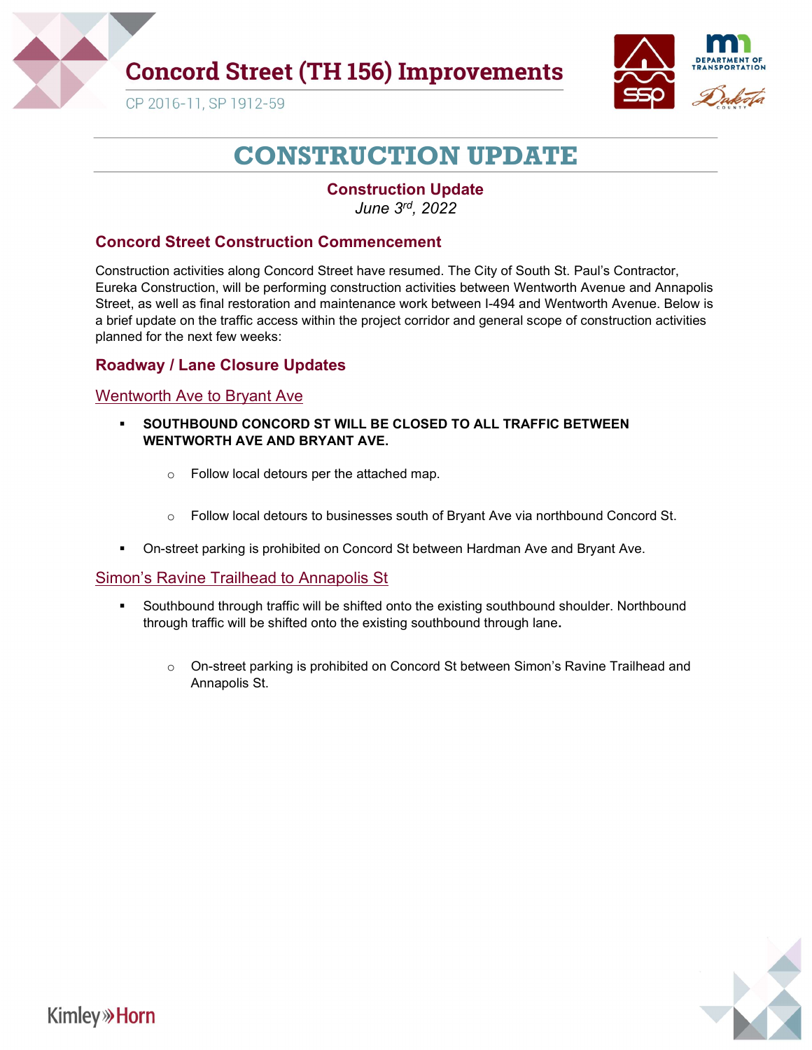# Concord Street (TH 156) Improvements

CP 2016-11, SP 1912-59

# CONSTRUCTION UPDATE

**Construction Update**

*June 3rd, 2022*

## Concord Street Construction Commencement

Construction activities along Concord Street have resumed. The City of South St. Paul's Contractor, Eureka Construction, will be performing construction activities between Wentworth Avenue and Annapolis Street, as well as final restoration and maintenance work between I-494 and Wentworth Avenue. Below is a brief update on the traffic access within the project corridor and general scope of construction activities planned for the next few weeks:

## Roadway / Lane Closure Updates

### Wentworth Ave to Bryant Ave

- **SOUTHBOUND CONCORD ST WILL BE CLOSED TO ALL TRAFFIC BETWEEN WENTWORTH AVE AND BRYANT AVE.**
  - Follow local detours per the attached map.
  - Follow local detours to businesses south of Bryant Ave via northbound Concord St.
- On-street parking is prohibited on Concord St between Hardman Ave and Bryant Ave.

### Simon's Ravine Trailhead to Annapolis St

- Southbound through traffic will be shifted onto the existing southbound shoulder. Northbound through traffic will be shifted onto the existing southbound through lane.
  - On-street parking is prohibited on Concord St between Simon's Ravine Trailhead and Annapolis St.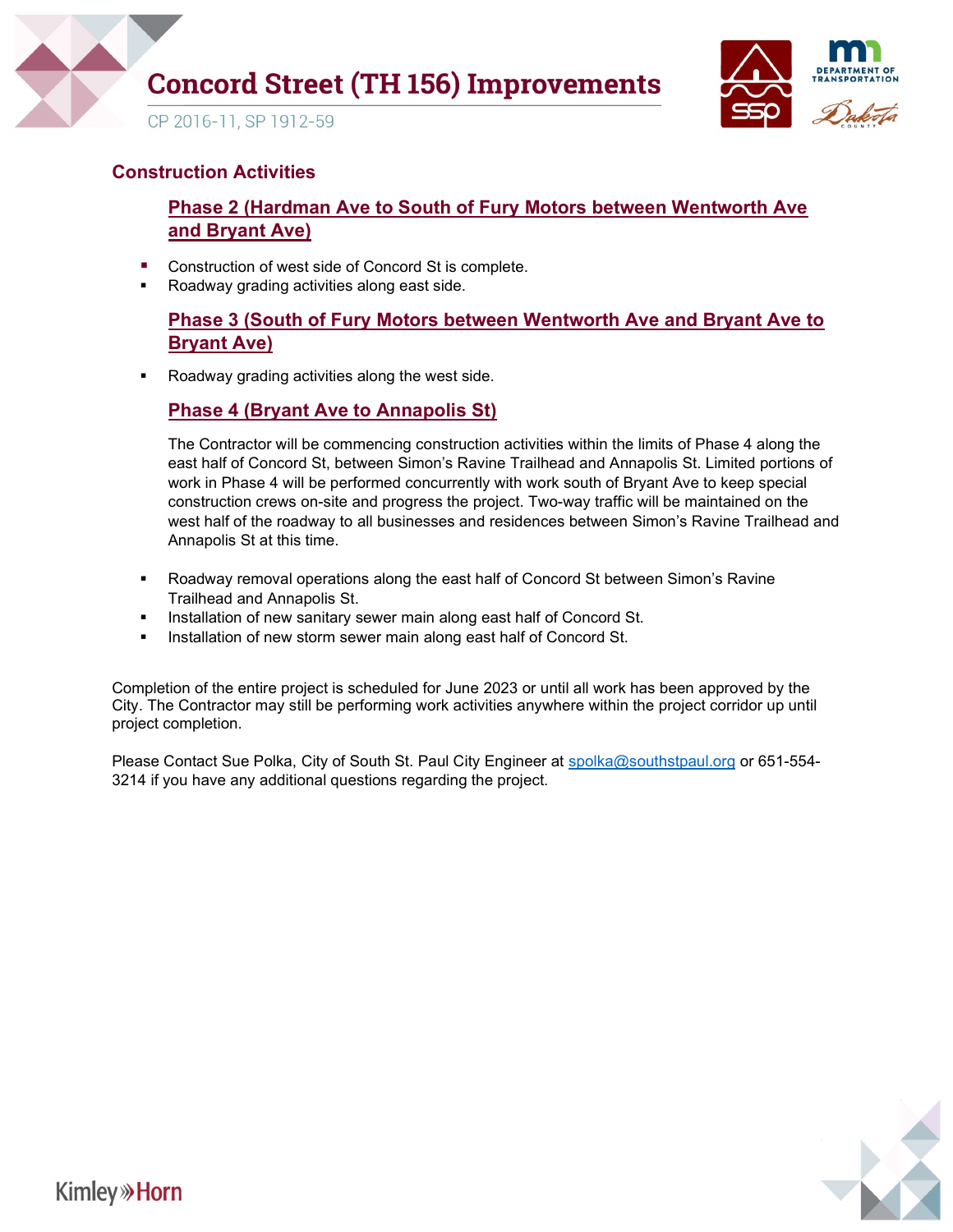## Construction Activities

### Phase 2 (Hardman Ave to South of Fury Motors between Wentworth Ave and Bryant Ave)

- Construction of west side of Concord St is complete.
- Roadway grading activities along east side.

### Phase 3 (South of Fury Motors between Wentworth Ave and Bryant Ave to Bryant Ave)

- Roadway grading activities along the west side.

### Phase 4 (Bryant Ave to Annapolis St)

The Contractor will be commencing construction activities within the limits of Phase 4 along the east half of Concord St, between Simon's Ravine Trailhead and Annapolis St. Limited portions of work in Phase 4 will be performed concurrently with work south of Bryant Ave to keep special construction crews on-site and progress the project. Two-way traffic will be maintained on the west half of the roadway to all businesses and residences between Simon's Ravine Trailhead and Annapolis St at this time.

- Roadway removal operations along the east half of Concord St between Simon's Ravine Trailhead and Annapolis St.
- Installation of new sanitary sewer main along east half of Concord St.
- Installation of new storm sewer main along east half of Concord St.

Completion of the entire project is scheduled for June 2023 or until all work has been approved by the City. The Contractor may still be performing work activities anywhere within the project corridor up until project completion.

Please Contact Sue Polka, City of South St. Paul City Engineer at spolka@southstpaul.org or 651-554-3214 if you have any additional questions regarding the project.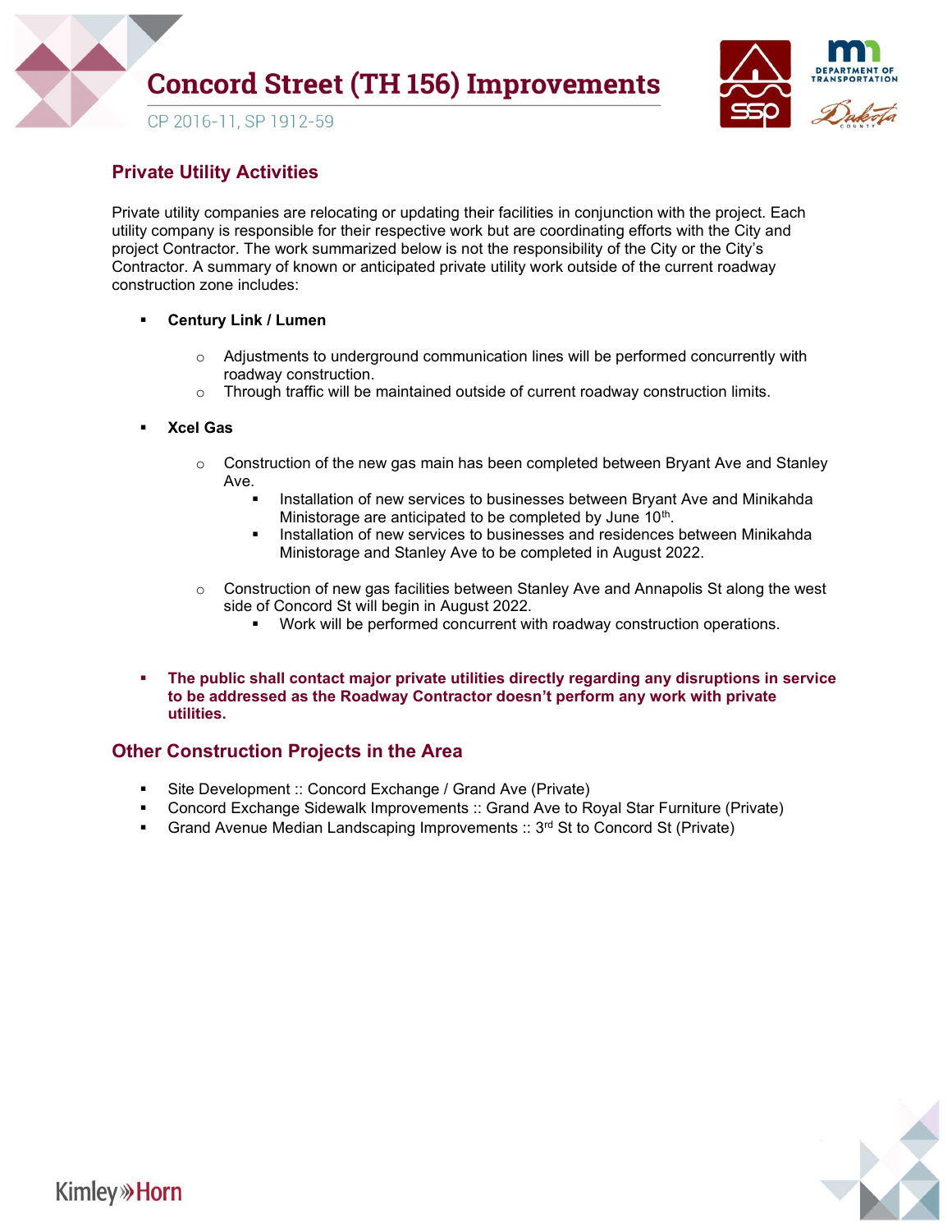## Private Utility Activities

Private utility companies are relocating or updating their facilities in conjunction with the project. Each utility company is responsible for their respective work but are coordinating efforts with the City and project Contractor. The work summarized below is not the responsibility of the City or the City's Contractor. A summary of known or anticipated private utility work outside of the current roadway construction zone includes:

- **Century Link / Lumen**
  - Adjustments to underground communication lines will be performed concurrently with roadway construction.
  - Through traffic will be maintained outside of current roadway construction limits.

- **Xcel Gas**
  - Construction of the new gas main has been completed between Bryant Ave and Stanley Ave.
    - Installation of new services to businesses between Bryant Ave and Minikahda Ministorage are anticipated to be completed by June 10th.
    - Installation of new services to businesses and residences between Minikahda Ministorage and Stanley Ave to be completed in August 2022.
  - Construction of new gas facilities between Stanley Ave and Annapolis St along the west side of Concord St will begin in August 2022.
    - Work will be performed concurrent with roadway construction operations.

- **The public shall contact major private utilities directly regarding any disruptions in service to be addressed as the Roadway Contractor doesn't perform any work with private utilities.**

## Other Construction Projects in the Area

- Site Development :: Concord Exchange / Grand Ave (Private)
- Concord Exchange Sidewalk Improvements :: Grand Ave to Royal Star Furniture (Private)
- Grand Avenue Median Landscaping Improvements :: 3rd St to Concord St (Private)